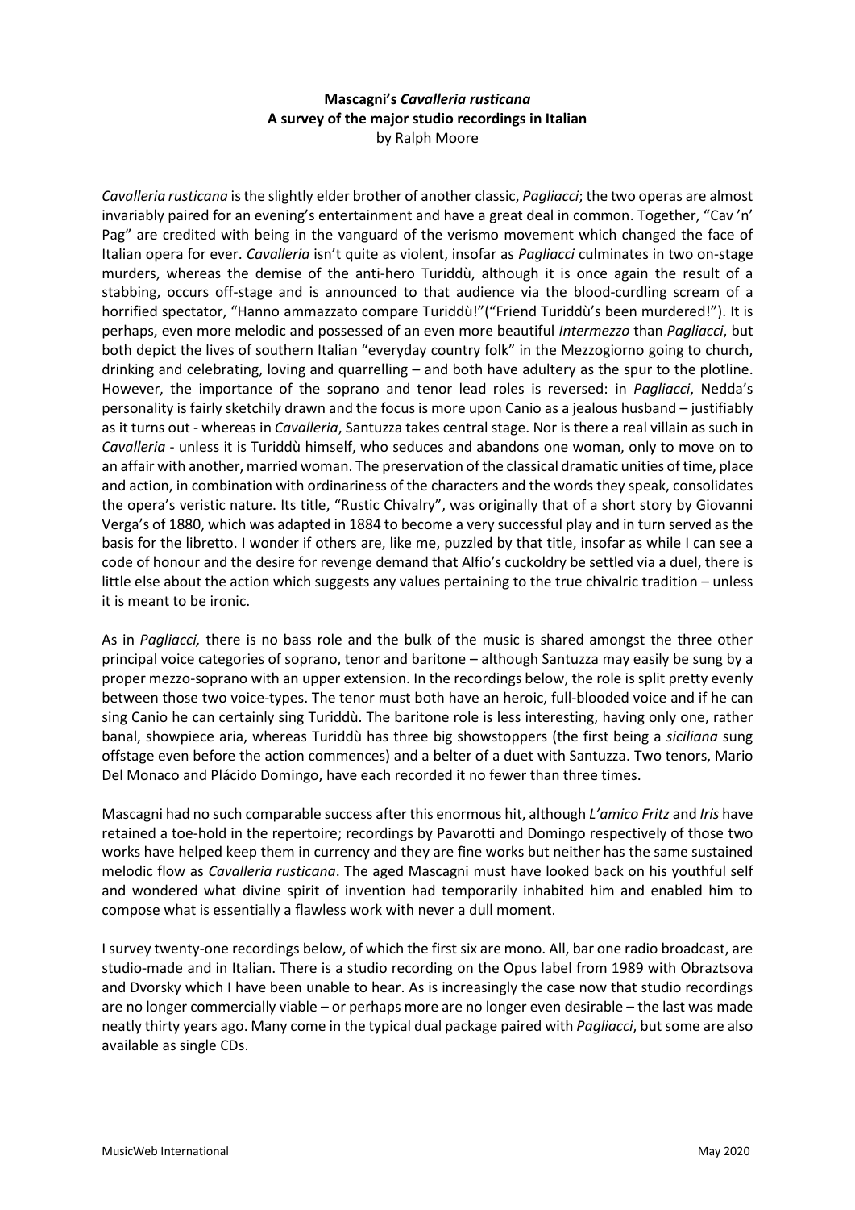**Mascagni's *Cavalleria rusticana***
**A survey of the major studio recordings in Italian**
by Ralph Moore

*Cavalleria rusticana* is the slightly elder brother of another classic, *Pagliacci*; the two operas are almost invariably paired for an evening's entertainment and have a great deal in common. Together, "Cav 'n' Pag" are credited with being in the vanguard of the verismo movement which changed the face of Italian opera for ever. *Cavalleria* isn't quite as violent, insofar as *Pagliacci* culminates in two on-stage murders, whereas the demise of the anti-hero Turiddù, although it is once again the result of a stabbing, occurs off-stage and is announced to that audience via the blood-curdling scream of a horrified spectator, "Hanno ammazzato compare Turiddù!"("Friend Turiddù's been murdered!"). It is perhaps, even more melodic and possessed of an even more beautiful *Intermezzo* than *Pagliacci*, but both depict the lives of southern Italian "everyday country folk" in the Mezzogiorno going to church, drinking and celebrating, loving and quarrelling – and both have adultery as the spur to the plotline. However, the importance of the soprano and tenor lead roles is reversed: in *Pagliacci*, Nedda's personality is fairly sketchily drawn and the focus is more upon Canio as a jealous husband – justifiably as it turns out - whereas in *Cavalleria*, Santuzza takes central stage. Nor is there a real villain as such in *Cavalleria* - unless it is Turiddù himself, who seduces and abandons one woman, only to move on to an affair with another, married woman. The preservation of the classical dramatic unities of time, place and action, in combination with ordinariness of the characters and the words they speak, consolidates the opera's veristic nature. Its title, "Rustic Chivalry", was originally that of a short story by Giovanni Verga's of 1880, which was adapted in 1884 to become a very successful play and in turn served as the basis for the libretto. I wonder if others are, like me, puzzled by that title, insofar as while I can see a code of honour and the desire for revenge demand that Alfio's cuckoldry be settled via a duel, there is little else about the action which suggests any values pertaining to the true chivalric tradition – unless it is meant to be ironic.

As in *Pagliacci,* there is no bass role and the bulk of the music is shared amongst the three other principal voice categories of soprano, tenor and baritone – although Santuzza may easily be sung by a proper mezzo-soprano with an upper extension. In the recordings below, the role is split pretty evenly between those two voice-types. The tenor must both have an heroic, full-blooded voice and if he can sing Canio he can certainly sing Turiddù. The baritone role is less interesting, having only one, rather banal, showpiece aria, whereas Turiddù has three big showstoppers (the first being a *siciliana* sung offstage even before the action commences) and a belter of a duet with Santuzza. Two tenors, Mario Del Monaco and Plácido Domingo, have each recorded it no fewer than three times.

Mascagni had no such comparable success after this enormous hit, although *L'amico Fritz* and *Iris* have retained a toe-hold in the repertoire; recordings by Pavarotti and Domingo respectively of those two works have helped keep them in currency and they are fine works but neither has the same sustained melodic flow as *Cavalleria rusticana*. The aged Mascagni must have looked back on his youthful self and wondered what divine spirit of invention had temporarily inhabited him and enabled him to compose what is essentially a flawless work with never a dull moment.

I survey twenty-one recordings below, of which the first six are mono. All, bar one radio broadcast, are studio-made and in Italian. There is a studio recording on the Opus label from 1989 with Obraztsova and Dvorsky which I have been unable to hear. As is increasingly the case now that studio recordings are no longer commercially viable – or perhaps more are no longer even desirable – the last was made neatly thirty years ago. Many come in the typical dual package paired with *Pagliacci*, but some are also available as single CDs.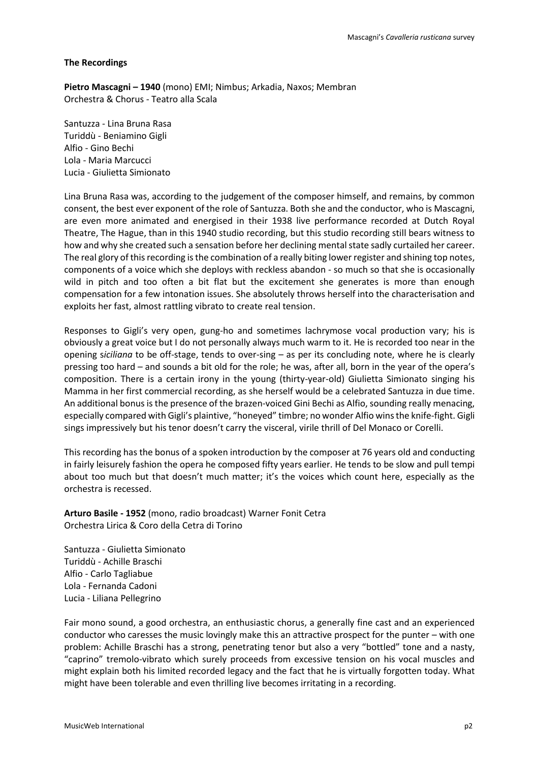**The Recordings**

**Pietro Mascagni – 1940** (mono) EMI; Nimbus; Arkadia, Naxos; Membran
Orchestra & Chorus - Teatro alla Scala

Santuzza - Lina Bruna Rasa
Turiddù - Beniamino Gigli
Alfio - Gino Bechi
Lola - Maria Marcucci
Lucia - Giulietta Simionato

Lina Bruna Rasa was, according to the judgement of the composer himself, and remains, by common consent, the best ever exponent of the role of Santuzza. Both she and the conductor, who is Mascagni, are even more animated and energised in their 1938 live performance recorded at Dutch Royal Theatre, The Hague, than in this 1940 studio recording, but this studio recording still bears witness to how and why she created such a sensation before her declining mental state sadly curtailed her career. The real glory of this recording is the combination of a really biting lower register and shining top notes, components of a voice which she deploys with reckless abandon - so much so that she is occasionally wild in pitch and too often a bit flat but the excitement she generates is more than enough compensation for a few intonation issues. She absolutely throws herself into the characterisation and exploits her fast, almost rattling vibrato to create real tension.

Responses to Gigli's very open, gung-ho and sometimes lachrymose vocal production vary; his is obviously a great voice but I do not personally always much warm to it. He is recorded too near in the opening s*iciliana* to be off-stage, tends to over-sing – as per its concluding note, where he is clearly pressing too hard – and sounds a bit old for the role; he was, after all, born in the year of the opera's composition. There is a certain irony in the young (thirty-year-old) Giulietta Simionato singing his Mamma in her first commercial recording, as she herself would be a celebrated Santuzza in due time. An additional bonus is the presence of the brazen-voiced Gini Bechi as Alfio, sounding really menacing, especially compared with Gigli's plaintive, "honeyed" timbre; no wonder Alfio wins the knife-fight. Gigli sings impressively but his tenor doesn't carry the visceral, virile thrill of Del Monaco or Corelli.

This recording has the bonus of a spoken introduction by the composer at 76 years old and conducting in fairly leisurely fashion the opera he composed fifty years earlier. He tends to be slow and pull tempi about too much but that doesn't much matter; it's the voices which count here, especially as the orchestra is recessed.

**Arturo Basile - 1952** (mono, radio broadcast) Warner Fonit Cetra
Orchestra Lirica & Coro della Cetra di Torino

Santuzza - Giulietta Simionato
Turiddù - Achille Braschi
Alfio - Carlo Tagliabue
Lola - Fernanda Cadoni
Lucia - Liliana Pellegrino

Fair mono sound, a good orchestra, an enthusiastic chorus, a generally fine cast and an experienced conductor who caresses the music lovingly make this an attractive prospect for the punter – with one problem: Achille Braschi has a strong, penetrating tenor but also a very "bottled" tone and a nasty, "caprino" tremolo-vibrato which surely proceeds from excessive tension on his vocal muscles and might explain both his limited recorded legacy and the fact that he is virtually forgotten today. What might have been tolerable and even thrilling live becomes irritating in a recording.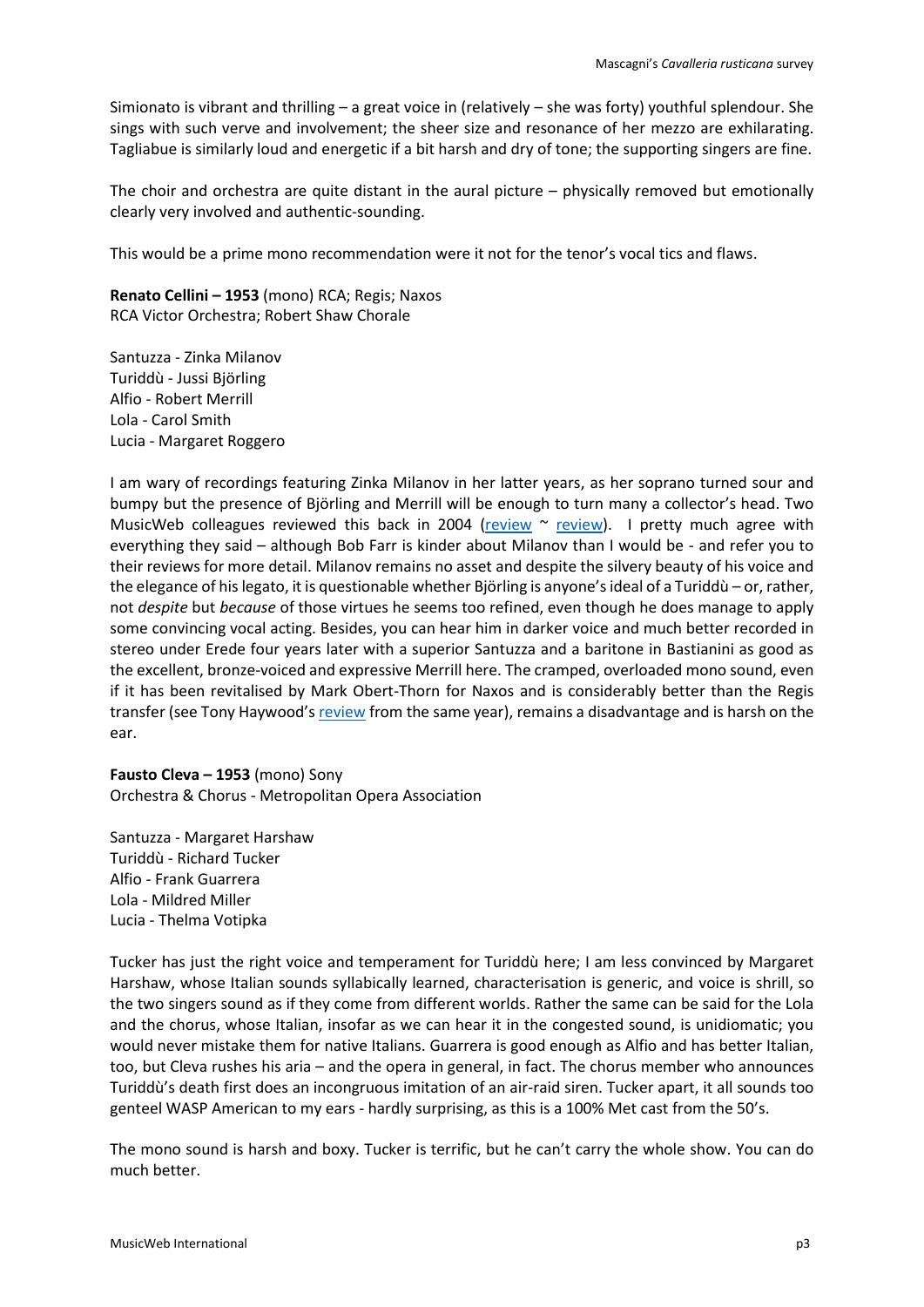Simionato is vibrant and thrilling – a great voice in (relatively – she was forty) youthful splendour. She sings with such verve and involvement; the sheer size and resonance of her mezzo are exhilarating. Tagliabue is similarly loud and energetic if a bit harsh and dry of tone; the supporting singers are fine.

The choir and orchestra are quite distant in the aural picture – physically removed but emotionally clearly very involved and authentic-sounding.

This would be a prime mono recommendation were it not for the tenor's vocal tics and flaws.

**Renato Cellini – 1953** (mono) RCA; Regis; Naxos
RCA Victor Orchestra; Robert Shaw Chorale

Santuzza - Zinka Milanov
Turiddù - Jussi Björling
Alfio - Robert Merrill
Lola - Carol Smith
Lucia - Margaret Roggero

I am wary of recordings featuring Zinka Milanov in her latter years, as her soprano turned sour and bumpy but the presence of Björling and Merrill will be enough to turn many a collector's head. Two MusicWeb colleagues reviewed this back in 2004 (review ~ review). I pretty much agree with everything they said – although Bob Farr is kinder about Milanov than I would be - and refer you to their reviews for more detail. Milanov remains no asset and despite the silvery beauty of his voice and the elegance of his legato, it is questionable whether Björling is anyone's ideal of a Turiddù – or, rather, not *despite* but *because* of those virtues he seems too refined, even though he does manage to apply some convincing vocal acting. Besides, you can hear him in darker voice and much better recorded in stereo under Erede four years later with a superior Santuzza and a baritone in Bastianini as good as the excellent, bronze-voiced and expressive Merrill here. The cramped, overloaded mono sound, even if it has been revitalised by Mark Obert-Thorn for Naxos and is considerably better than the Regis transfer (see Tony Haywood's review from the same year), remains a disadvantage and is harsh on the ear.

**Fausto Cleva – 1953** (mono) Sony
Orchestra & Chorus - Metropolitan Opera Association

Santuzza - Margaret Harshaw
Turiddù - Richard Tucker
Alfio - Frank Guarrera
Lola - Mildred Miller
Lucia - Thelma Votipka

Tucker has just the right voice and temperament for Turiddù here; I am less convinced by Margaret Harshaw, whose Italian sounds syllabically learned, characterisation is generic, and voice is shrill, so the two singers sound as if they come from different worlds. Rather the same can be said for the Lola and the chorus, whose Italian, insofar as we can hear it in the congested sound, is unidiomatic; you would never mistake them for native Italians. Guarrera is good enough as Alfio and has better Italian, too, but Cleva rushes his aria – and the opera in general, in fact. The chorus member who announces Turiddù's death first does an incongruous imitation of an air-raid siren. Tucker apart, it all sounds too genteel WASP American to my ears - hardly surprising, as this is a 100% Met cast from the 50's.

The mono sound is harsh and boxy. Tucker is terrific, but he can't carry the whole show. You can do much better.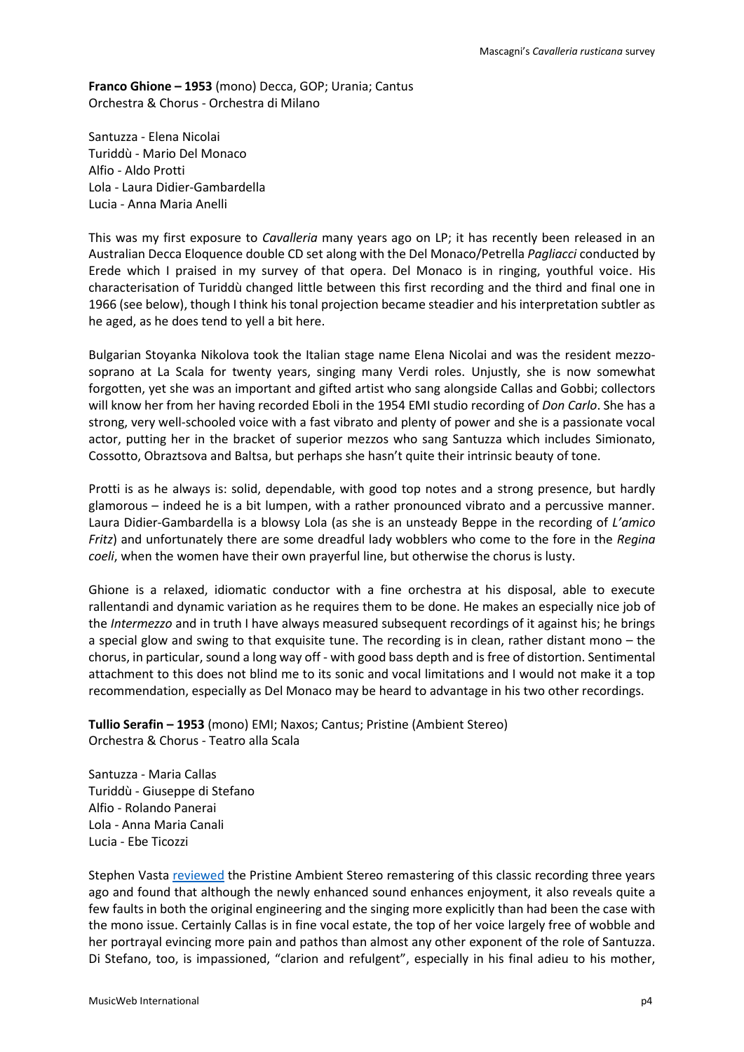**Franco Ghione – 1953** (mono) Decca, GOP; Urania; Cantus
Orchestra & Chorus - Orchestra di Milano

Santuzza - Elena Nicolai
Turiddù - Mario Del Monaco
Alfio - Aldo Protti
Lola - Laura Didier-Gambardella
Lucia - Anna Maria Anelli

This was my first exposure to *Cavalleria* many years ago on LP; it has recently been released in an Australian Decca Eloquence double CD set along with the Del Monaco/Petrella *Pagliacci* conducted by Erede which I praised in my survey of that opera. Del Monaco is in ringing, youthful voice. His characterisation of Turiddù changed little between this first recording and the third and final one in 1966 (see below), though I think his tonal projection became steadier and his interpretation subtler as he aged, as he does tend to yell a bit here.

Bulgarian Stoyanka Nikolova took the Italian stage name Elena Nicolai and was the resident mezzo-soprano at La Scala for twenty years, singing many Verdi roles. Unjustly, she is now somewhat forgotten, yet she was an important and gifted artist who sang alongside Callas and Gobbi; collectors will know her from her having recorded Eboli in the 1954 EMI studio recording of *Don Carlo*. She has a strong, very well-schooled voice with a fast vibrato and plenty of power and she is a passionate vocal actor, putting her in the bracket of superior mezzos who sang Santuzza which includes Simionato, Cossotto, Obraztsova and Baltsa, but perhaps she hasn't quite their intrinsic beauty of tone.

Protti is as he always is: solid, dependable, with good top notes and a strong presence, but hardly glamorous – indeed he is a bit lumpen, with a rather pronounced vibrato and a percussive manner. Laura Didier-Gambardella is a blowsy Lola (as she is an unsteady Beppe in the recording of *L'amico Fritz*) and unfortunately there are some dreadful lady wobblers who come to the fore in the *Regina coeli*, when the women have their own prayerful line, but otherwise the chorus is lusty.

Ghione is a relaxed, idiomatic conductor with a fine orchestra at his disposal, able to execute rallentandi and dynamic variation as he requires them to be done. He makes an especially nice job of the *Intermezzo* and in truth I have always measured subsequent recordings of it against his; he brings a special glow and swing to that exquisite tune. The recording is in clean, rather distant mono – the chorus, in particular, sound a long way off - with good bass depth and is free of distortion. Sentimental attachment to this does not blind me to its sonic and vocal limitations and I would not make it a top recommendation, especially as Del Monaco may be heard to advantage in his two other recordings.

**Tullio Serafin – 1953** (mono) EMI; Naxos; Cantus; Pristine (Ambient Stereo)
Orchestra & Chorus - Teatro alla Scala

Santuzza - Maria Callas
Turiddù - Giuseppe di Stefano
Alfio - Rolando Panerai
Lola - Anna Maria Canali
Lucia - Ebe Ticozzi

Stephen Vasta reviewed the Pristine Ambient Stereo remastering of this classic recording three years ago and found that although the newly enhanced sound enhances enjoyment, it also reveals quite a few faults in both the original engineering and the singing more explicitly than had been the case with the mono issue. Certainly Callas is in fine vocal estate, the top of her voice largely free of wobble and her portrayal evincing more pain and pathos than almost any other exponent of the role of Santuzza. Di Stefano, too, is impassioned, "clarion and refulgent", especially in his final adieu to his mother,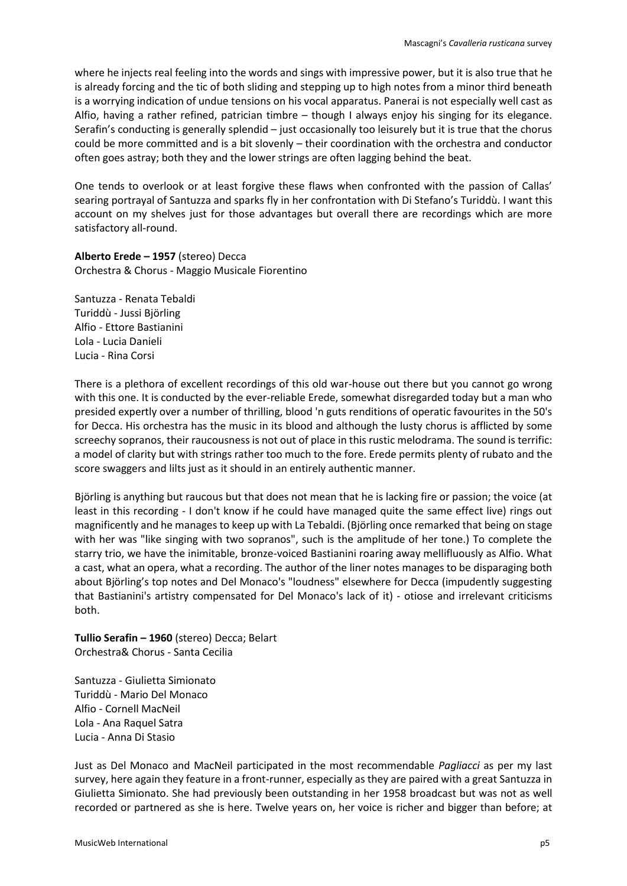where he injects real feeling into the words and sings with impressive power, but it is also true that he is already forcing and the tic of both sliding and stepping up to high notes from a minor third beneath is a worrying indication of undue tensions on his vocal apparatus. Panerai is not especially well cast as Alfio, having a rather refined, patrician timbre – though I always enjoy his singing for its elegance. Serafin's conducting is generally splendid – just occasionally too leisurely but it is true that the chorus could be more committed and is a bit slovenly – their coordination with the orchestra and conductor often goes astray; both they and the lower strings are often lagging behind the beat.

One tends to overlook or at least forgive these flaws when confronted with the passion of Callas' searing portrayal of Santuzza and sparks fly in her confrontation with Di Stefano's Turiddù. I want this account on my shelves just for those advantages but overall there are recordings which are more satisfactory all-round.

**Alberto Erede – 1957** (stereo) Decca
Orchestra & Chorus - Maggio Musicale Fiorentino

Santuzza - Renata Tebaldi
Turiddù - Jussi Björling
Alfio - Ettore Bastianini
Lola - Lucia Danieli
Lucia - Rina Corsi

There is a plethora of excellent recordings of this old war-house out there but you cannot go wrong with this one. It is conducted by the ever-reliable Erede, somewhat disregarded today but a man who presided expertly over a number of thrilling, blood 'n guts renditions of operatic favourites in the 50's for Decca. His orchestra has the music in its blood and although the lusty chorus is afflicted by some screechy sopranos, their raucousness is not out of place in this rustic melodrama. The sound is terrific: a model of clarity but with strings rather too much to the fore. Erede permits plenty of rubato and the score swaggers and lilts just as it should in an entirely authentic manner.

Björling is anything but raucous but that does not mean that he is lacking fire or passion; the voice (at least in this recording - I don't know if he could have managed quite the same effect live) rings out magnificently and he manages to keep up with La Tebaldi. (Björling once remarked that being on stage with her was "like singing with two sopranos", such is the amplitude of her tone.) To complete the starry trio, we have the inimitable, bronze-voiced Bastianini roaring away mellifluously as Alfio. What a cast, what an opera, what a recording. The author of the liner notes manages to be disparaging both about Björling's top notes and Del Monaco's "loudness" elsewhere for Decca (impudently suggesting that Bastianini's artistry compensated for Del Monaco's lack of it) - otiose and irrelevant criticisms both.

**Tullio Serafin – 1960** (stereo) Decca; Belart
Orchestra& Chorus - Santa Cecilia

Santuzza - Giulietta Simionato
Turiddù - Mario Del Monaco
Alfio - Cornell MacNeil
Lola - Ana Raquel Satra
Lucia - Anna Di Stasio

Just as Del Monaco and MacNeil participated in the most recommendable *Pagliacci* as per my last survey, here again they feature in a front-runner, especially as they are paired with a great Santuzza in Giulietta Simionato. She had previously been outstanding in her 1958 broadcast but was not as well recorded or partnered as she is here. Twelve years on, her voice is richer and bigger than before; at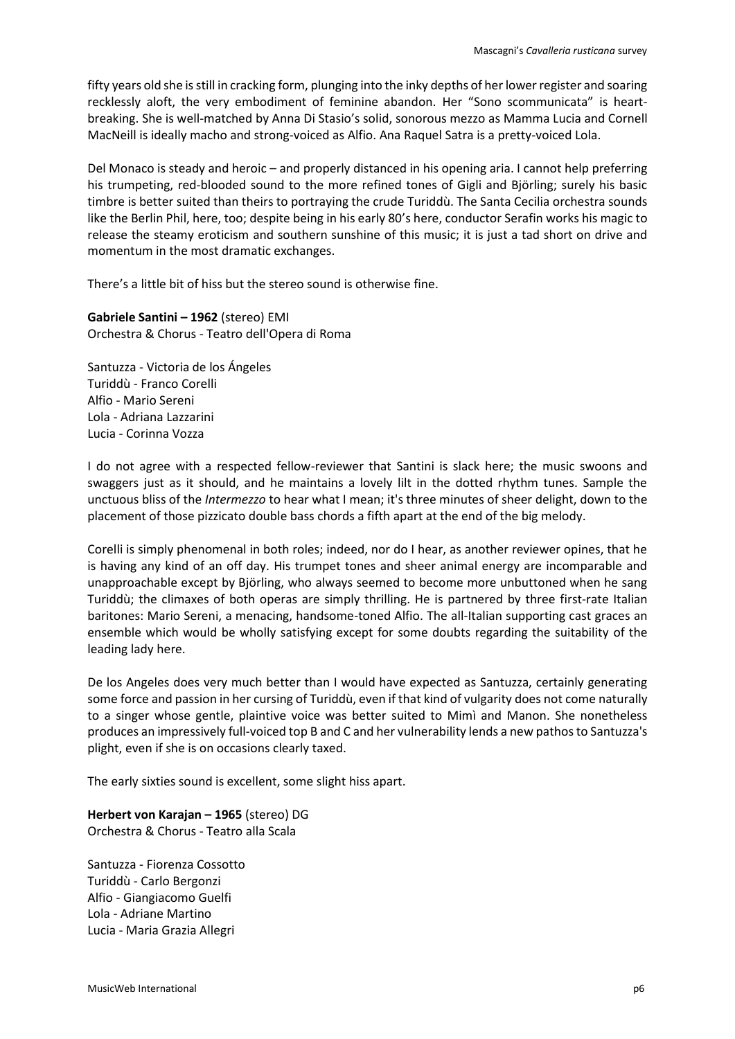fifty years old she is still in cracking form, plunging into the inky depths of her lower register and soaring recklessly aloft, the very embodiment of feminine abandon. Her “Sono scommunicata” is heart-breaking. She is well-matched by Anna Di Stasio’s solid, sonorous mezzo as Mamma Lucia and Cornell MacNeill is ideally macho and strong-voiced as Alfio. Ana Raquel Satra is a pretty-voiced Lola.

Del Monaco is steady and heroic – and properly distanced in his opening aria. I cannot help preferring his trumpeting, red-blooded sound to the more refined tones of Gigli and Björling; surely his basic timbre is better suited than theirs to portraying the crude Turiddù. The Santa Cecilia orchestra sounds like the Berlin Phil, here, too; despite being in his early 80’s here, conductor Serafin works his magic to release the steamy eroticism and southern sunshine of this music; it is just a tad short on drive and momentum in the most dramatic exchanges.

There’s a little bit of hiss but the stereo sound is otherwise fine.

**Gabriele Santini – 1962** (stereo) EMI
Orchestra & Chorus - Teatro dell'Opera di Roma

Santuzza - Victoria de los Ángeles
Turiddù - Franco Corelli
Alfio - Mario Sereni
Lola - Adriana Lazzarini
Lucia - Corinna Vozza

I do not agree with a respected fellow-reviewer that Santini is slack here; the music swoons and swaggers just as it should, and he maintains a lovely lilt in the dotted rhythm tunes. Sample the unctuous bliss of the *Intermezzo* to hear what I mean; it's three minutes of sheer delight, down to the placement of those pizzicato double bass chords a fifth apart at the end of the big melody.

Corelli is simply phenomenal in both roles; indeed, nor do I hear, as another reviewer opines, that he is having any kind of an off day. His trumpet tones and sheer animal energy are incomparable and unapproachable except by Björling, who always seemed to become more unbuttoned when he sang Turiddù; the climaxes of both operas are simply thrilling. He is partnered by three first-rate Italian baritones: Mario Sereni, a menacing, handsome-toned Alfio. The all-Italian supporting cast graces an ensemble which would be wholly satisfying except for some doubts regarding the suitability of the leading lady here.

De los Angeles does very much better than I would have expected as Santuzza, certainly generating some force and passion in her cursing of Turiddù, even if that kind of vulgarity does not come naturally to a singer whose gentle, plaintive voice was better suited to Mimì and Manon. She nonetheless produces an impressively full-voiced top B and C and her vulnerability lends a new pathos to Santuzza's plight, even if she is on occasions clearly taxed.

The early sixties sound is excellent, some slight hiss apart.

**Herbert von Karajan – 1965** (stereo) DG
Orchestra & Chorus - Teatro alla Scala

Santuzza - Fiorenza Cossotto
Turiddù - Carlo Bergonzi
Alfio - Giangiacomo Guelfi
Lola - Adriane Martino
Lucia - Maria Grazia Allegri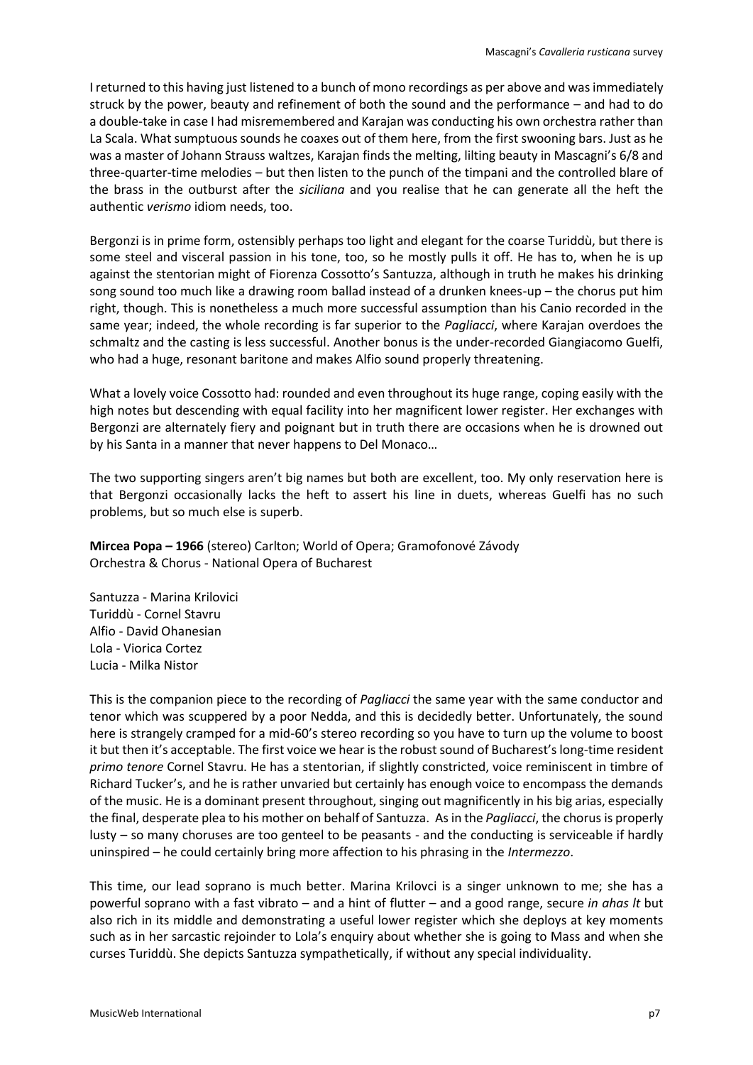I returned to this having just listened to a bunch of mono recordings as per above and was immediately struck by the power, beauty and refinement of both the sound and the performance – and had to do a double-take in case I had misremembered and Karajan was conducting his own orchestra rather than La Scala. What sumptuous sounds he coaxes out of them here, from the first swooning bars. Just as he was a master of Johann Strauss waltzes, Karajan finds the melting, lilting beauty in Mascagni's 6/8 and three-quarter-time melodies – but then listen to the punch of the timpani and the controlled blare of the brass in the outburst after the *siciliana* and you realise that he can generate all the heft the authentic *verismo* idiom needs, too.

Bergonzi is in prime form, ostensibly perhaps too light and elegant for the coarse Turiddù, but there is some steel and visceral passion in his tone, too, so he mostly pulls it off. He has to, when he is up against the stentorian might of Fiorenza Cossotto's Santuzza, although in truth he makes his drinking song sound too much like a drawing room ballad instead of a drunken knees-up – the chorus put him right, though. This is nonetheless a much more successful assumption than his Canio recorded in the same year; indeed, the whole recording is far superior to the *Pagliacci*, where Karajan overdoes the schmaltz and the casting is less successful. Another bonus is the under-recorded Giangiacomo Guelfi, who had a huge, resonant baritone and makes Alfio sound properly threatening.

What a lovely voice Cossotto had: rounded and even throughout its huge range, coping easily with the high notes but descending with equal facility into her magnificent lower register. Her exchanges with Bergonzi are alternately fiery and poignant but in truth there are occasions when he is drowned out by his Santa in a manner that never happens to Del Monaco…

The two supporting singers aren't big names but both are excellent, too. My only reservation here is that Bergonzi occasionally lacks the heft to assert his line in duets, whereas Guelfi has no such problems, but so much else is superb.

**Mircea Popa – 1966** (stereo) Carlton; World of Opera; Gramofonové Závody
Orchestra & Chorus - National Opera of Bucharest

Santuzza - Marina Krilovici
Turiddù - Cornel Stavru
Alfio - David Ohanesian
Lola - Viorica Cortez
Lucia - Milka Nistor

This is the companion piece to the recording of *Pagliacci* the same year with the same conductor and tenor which was scuppered by a poor Nedda, and this is decidedly better. Unfortunately, the sound here is strangely cramped for a mid-60's stereo recording so you have to turn up the volume to boost it but then it's acceptable. The first voice we hear is the robust sound of Bucharest's long-time resident *primo tenore* Cornel Stavru. He has a stentorian, if slightly constricted, voice reminiscent in timbre of Richard Tucker's, and he is rather unvaried but certainly has enough voice to encompass the demands of the music. He is a dominant present throughout, singing out magnificently in his big arias, especially the final, desperate plea to his mother on behalf of Santuzza. As in the *Pagliacci*, the chorus is properly lusty – so many choruses are too genteel to be peasants - and the conducting is serviceable if hardly uninspired – he could certainly bring more affection to his phrasing in the *Intermezzo*.

This time, our lead soprano is much better. Marina Krilovci is a singer unknown to me; she has a powerful soprano with a fast vibrato – and a hint of flutter – and a good range, secure *in ahas lt* but also rich in its middle and demonstrating a useful lower register which she deploys at key moments such as in her sarcastic rejoinder to Lola's enquiry about whether she is going to Mass and when she curses Turiddù. She depicts Santuzza sympathetically, if without any special individuality.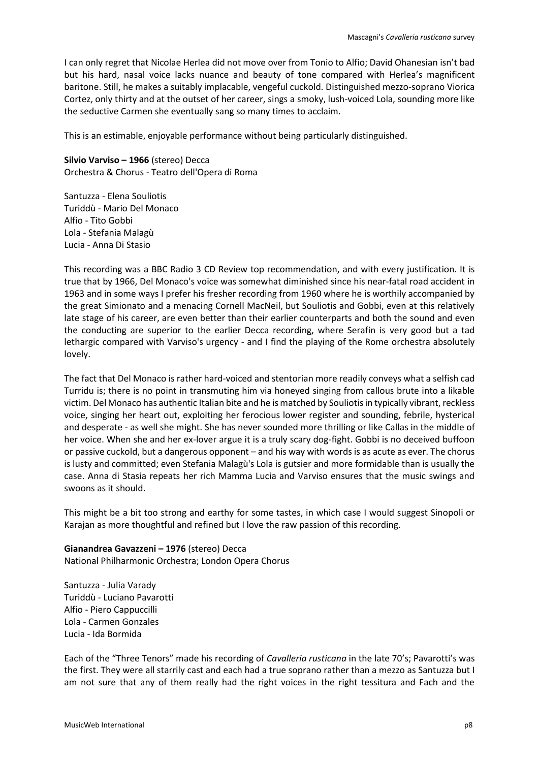I can only regret that Nicolae Herlea did not move over from Tonio to Alfio; David Ohanesian isn't bad but his hard, nasal voice lacks nuance and beauty of tone compared with Herlea's magnificent baritone. Still, he makes a suitably implacable, vengeful cuckold. Distinguished mezzo-soprano Viorica Cortez, only thirty and at the outset of her career, sings a smoky, lush-voiced Lola, sounding more like the seductive Carmen she eventually sang so many times to acclaim.

This is an estimable, enjoyable performance without being particularly distinguished.

**Silvio Varviso – 1966** (stereo) Decca
Orchestra & Chorus - Teatro dell'Opera di Roma

Santuzza - Elena Souliotis
Turiddù - Mario Del Monaco
Alfio - Tito Gobbi
Lola - Stefania Malagù
Lucia - Anna Di Stasio

This recording was a BBC Radio 3 CD Review top recommendation, and with every justification. It is true that by 1966, Del Monaco's voice was somewhat diminished since his near-fatal road accident in 1963 and in some ways I prefer his fresher recording from 1960 where he is worthily accompanied by the great Simionato and a menacing Cornell MacNeil, but Souliotis and Gobbi, even at this relatively late stage of his career, are even better than their earlier counterparts and both the sound and even the conducting are superior to the earlier Decca recording, where Serafin is very good but a tad lethargic compared with Varviso's urgency - and I find the playing of the Rome orchestra absolutely lovely.

The fact that Del Monaco is rather hard-voiced and stentorian more readily conveys what a selfish cad Turridu is; there is no point in transmuting him via honeyed singing from callous brute into a likable victim. Del Monaco has authentic Italian bite and he is matched by Souliotis in typically vibrant, reckless voice, singing her heart out, exploiting her ferocious lower register and sounding, febrile, hysterical and desperate - as well she might. She has never sounded more thrilling or like Callas in the middle of her voice. When she and her ex-lover argue it is a truly scary dog-fight. Gobbi is no deceived buffoon or passive cuckold, but a dangerous opponent – and his way with words is as acute as ever. The chorus is lusty and committed; even Stefania Malagù's Lola is gutsier and more formidable than is usually the case. Anna di Stasia repeats her rich Mamma Lucia and Varviso ensures that the music swings and swoons as it should.

This might be a bit too strong and earthy for some tastes, in which case I would suggest Sinopoli or Karajan as more thoughtful and refined but I love the raw passion of this recording.

**Gianandrea Gavazzeni – 1976** (stereo) Decca
National Philharmonic Orchestra; London Opera Chorus

Santuzza - Julia Varady
Turiddù - Luciano Pavarotti
Alfio - Piero Cappuccilli
Lola - Carmen Gonzales
Lucia - Ida Bormida

Each of the "Three Tenors" made his recording of *Cavalleria rusticana* in the late 70's; Pavarotti's was the first. They were all starrily cast and each had a true soprano rather than a mezzo as Santuzza but I am not sure that any of them really had the right voices in the right tessitura and Fach and the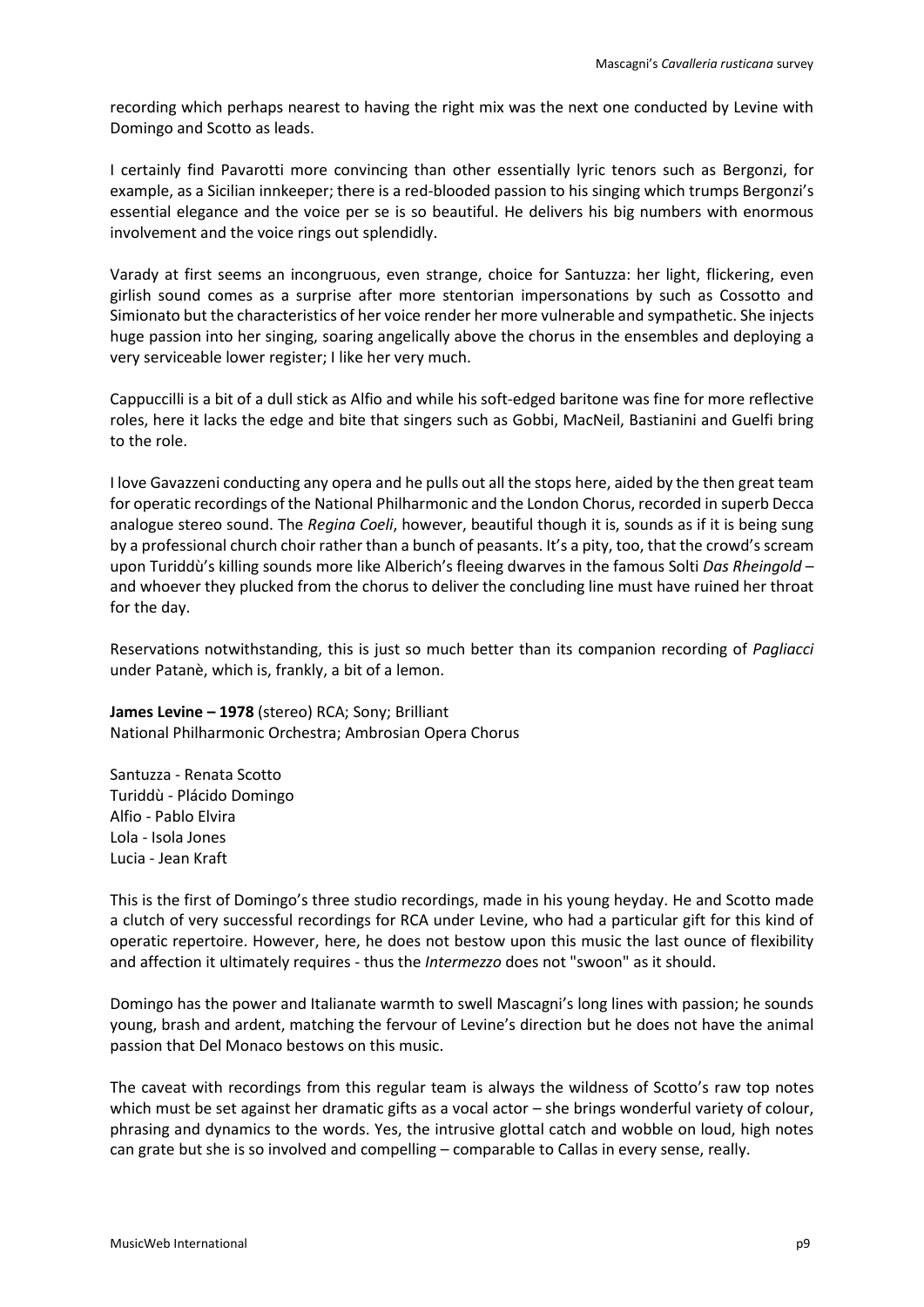recording which perhaps nearest to having the right mix was the next one conducted by Levine with Domingo and Scotto as leads.

I certainly find Pavarotti more convincing than other essentially lyric tenors such as Bergonzi, for example, as a Sicilian innkeeper; there is a red-blooded passion to his singing which trumps Bergonzi's essential elegance and the voice per se is so beautiful. He delivers his big numbers with enormous involvement and the voice rings out splendidly.

Varady at first seems an incongruous, even strange, choice for Santuzza: her light, flickering, even girlish sound comes as a surprise after more stentorian impersonations by such as Cossotto and Simionato but the characteristics of her voice render her more vulnerable and sympathetic. She injects huge passion into her singing, soaring angelically above the chorus in the ensembles and deploying a very serviceable lower register; I like her very much.

Cappuccilli is a bit of a dull stick as Alfio and while his soft-edged baritone was fine for more reflective roles, here it lacks the edge and bite that singers such as Gobbi, MacNeil, Bastianini and Guelfi bring to the role.

I love Gavazzeni conducting any opera and he pulls out all the stops here, aided by the then great team for operatic recordings of the National Philharmonic and the London Chorus, recorded in superb Decca analogue stereo sound. The *Regina Coeli*, however, beautiful though it is, sounds as if it is being sung by a professional church choir rather than a bunch of peasants. It's a pity, too, that the crowd's scream upon Turiddù's killing sounds more like Alberich's fleeing dwarves in the famous Solti *Das Rheingold* – and whoever they plucked from the chorus to deliver the concluding line must have ruined her throat for the day.

Reservations notwithstanding, this is just so much better than its companion recording of *Pagliacci* under Patanè, which is, frankly, a bit of a lemon.

**James Levine – 1978** (stereo) RCA; Sony; Brilliant
National Philharmonic Orchestra; Ambrosian Opera Chorus

Santuzza - Renata Scotto
Turiddù - Plácido Domingo
Alfio - Pablo Elvira
Lola - Isola Jones
Lucia - Jean Kraft

This is the first of Domingo's three studio recordings, made in his young heyday. He and Scotto made a clutch of very successful recordings for RCA under Levine, who had a particular gift for this kind of operatic repertoire. However, here, he does not bestow upon this music the last ounce of flexibility and affection it ultimately requires - thus the *Intermezzo* does not "swoon" as it should.

Domingo has the power and Italianate warmth to swell Mascagni's long lines with passion; he sounds young, brash and ardent, matching the fervour of Levine's direction but he does not have the animal passion that Del Monaco bestows on this music.

The caveat with recordings from this regular team is always the wildness of Scotto's raw top notes which must be set against her dramatic gifts as a vocal actor – she brings wonderful variety of colour, phrasing and dynamics to the words. Yes, the intrusive glottal catch and wobble on loud, high notes can grate but she is so involved and compelling – comparable to Callas in every sense, really.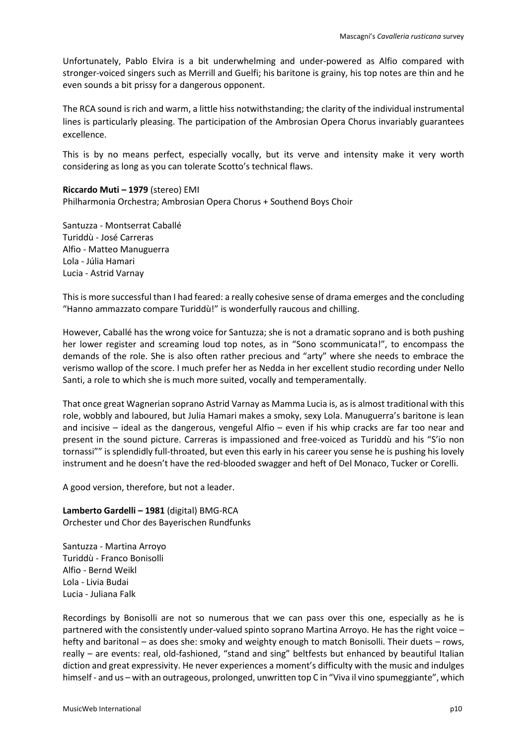Unfortunately, Pablo Elvira is a bit underwhelming and under-powered as Alfio compared with stronger-voiced singers such as Merrill and Guelfi; his baritone is grainy, his top notes are thin and he even sounds a bit prissy for a dangerous opponent.

The RCA sound is rich and warm, a little hiss notwithstanding; the clarity of the individual instrumental lines is particularly pleasing. The participation of the Ambrosian Opera Chorus invariably guarantees excellence.

This is by no means perfect, especially vocally, but its verve and intensity make it very worth considering as long as you can tolerate Scotto's technical flaws.

**Riccardo Muti – 1979** (stereo) EMI
Philharmonia Orchestra; Ambrosian Opera Chorus + Southend Boys Choir

Santuzza - Montserrat Caballé
Turiddù - José Carreras
Alfio - Matteo Manuguerra
Lola - Júlia Hamari
Lucia - Astrid Varnay

This is more successful than I had feared: a really cohesive sense of drama emerges and the concluding "Hanno ammazzato compare Turiddù!" is wonderfully raucous and chilling.

However, Caballé has the wrong voice for Santuzza; she is not a dramatic soprano and is both pushing her lower register and screaming loud top notes, as in "Sono scommunicata!", to encompass the demands of the role. She is also often rather precious and "arty" where she needs to embrace the verismo wallop of the score. I much prefer her as Nedda in her excellent studio recording under Nello Santi, a role to which she is much more suited, vocally and temperamentally.

That once great Wagnerian soprano Astrid Varnay as Mamma Lucia is, as is almost traditional with this role, wobbly and laboured, but Julia Hamari makes a smoky, sexy Lola. Manuguerra's baritone is lean and incisive – ideal as the dangerous, vengeful Alfio – even if his whip cracks are far too near and present in the sound picture. Carreras is impassioned and free-voiced as Turiddù and his "S'io non tornassi"" is splendidly full-throated, but even this early in his career you sense he is pushing his lovely instrument and he doesn't have the red-blooded swagger and heft of Del Monaco, Tucker or Corelli.

A good version, therefore, but not a leader.

**Lamberto Gardelli – 1981** (digital) BMG-RCA
Orchester und Chor des Bayerischen Rundfunks

Santuzza - Martina Arroyo
Turiddù - Franco Bonisolli
Alfio - Bernd Weikl
Lola - Livia Budai
Lucia - Juliana Falk

Recordings by Bonisolli are not so numerous that we can pass over this one, especially as he is partnered with the consistently under-valued spinto soprano Martina Arroyo. He has the right voice – hefty and baritonal – as does she: smoky and weighty enough to match Bonisolli. Their duets – rows, really – are events: real, old-fashioned, "stand and sing" beltfests but enhanced by beautiful Italian diction and great expressivity. He never experiences a moment's difficulty with the music and indulges himself - and us – with an outrageous, prolonged, unwritten top C in "Viva il vino spumeggiante", which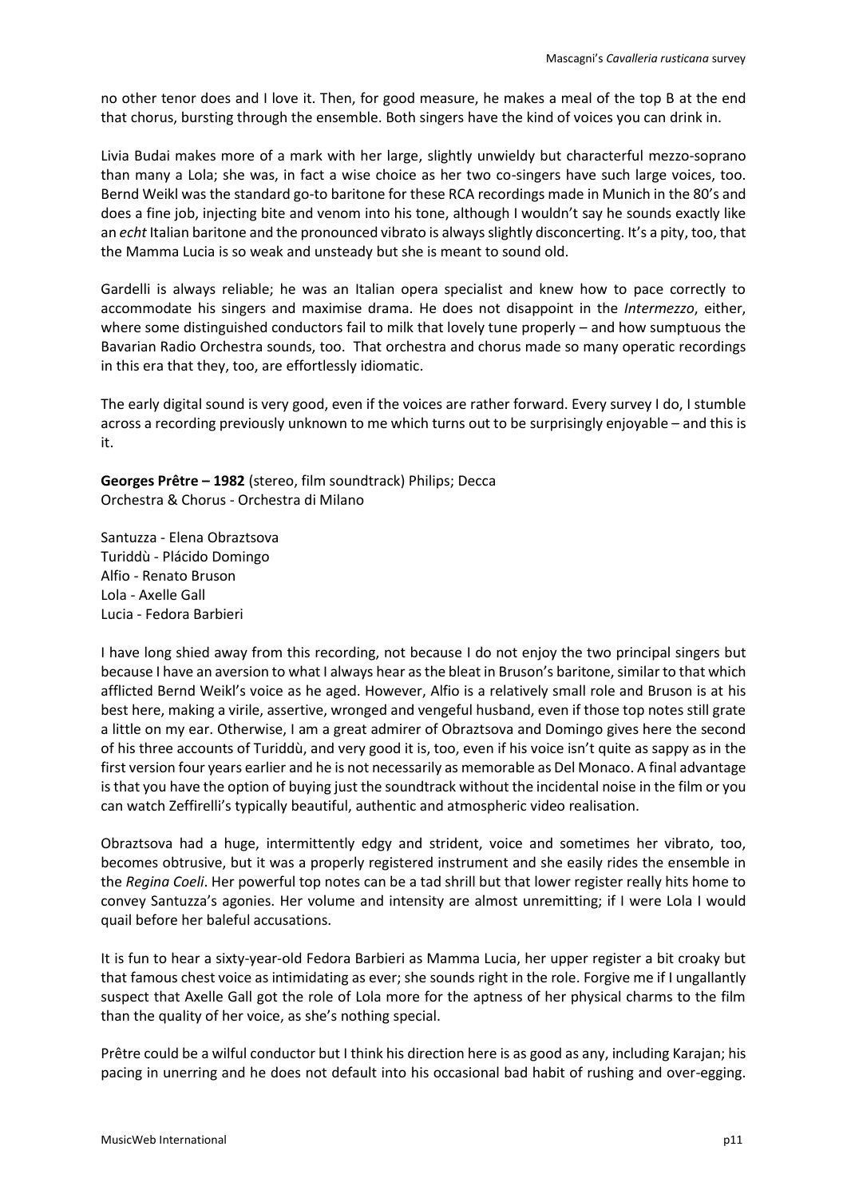no other tenor does and I love it. Then, for good measure, he makes a meal of the top B at the end that chorus, bursting through the ensemble. Both singers have the kind of voices you can drink in.

Livia Budai makes more of a mark with her large, slightly unwieldy but characterful mezzo-soprano than many a Lola; she was, in fact a wise choice as her two co-singers have such large voices, too. Bernd Weikl was the standard go-to baritone for these RCA recordings made in Munich in the 80's and does a fine job, injecting bite and venom into his tone, although I wouldn't say he sounds exactly like an *echt* Italian baritone and the pronounced vibrato is always slightly disconcerting. It's a pity, too, that the Mamma Lucia is so weak and unsteady but she is meant to sound old.

Gardelli is always reliable; he was an Italian opera specialist and knew how to pace correctly to accommodate his singers and maximise drama. He does not disappoint in the *Intermezzo*, either, where some distinguished conductors fail to milk that lovely tune properly – and how sumptuous the Bavarian Radio Orchestra sounds, too. That orchestra and chorus made so many operatic recordings in this era that they, too, are effortlessly idiomatic.

The early digital sound is very good, even if the voices are rather forward. Every survey I do, I stumble across a recording previously unknown to me which turns out to be surprisingly enjoyable – and this is it.

**Georges Prêtre – 1982** (stereo, film soundtrack) Philips; Decca
Orchestra & Chorus - Orchestra di Milano

Santuzza - Elena Obraztsova
Turiddù - Plácido Domingo
Alfio - Renato Bruson
Lola - Axelle Gall
Lucia - Fedora Barbieri

I have long shied away from this recording, not because I do not enjoy the two principal singers but because I have an aversion to what I always hear as the bleat in Bruson's baritone, similar to that which afflicted Bernd Weikl's voice as he aged. However, Alfio is a relatively small role and Bruson is at his best here, making a virile, assertive, wronged and vengeful husband, even if those top notes still grate a little on my ear. Otherwise, I am a great admirer of Obraztsova and Domingo gives here the second of his three accounts of Turiddù, and very good it is, too, even if his voice isn't quite as sappy as in the first version four years earlier and he is not necessarily as memorable as Del Monaco. A final advantage is that you have the option of buying just the soundtrack without the incidental noise in the film or you can watch Zeffirelli's typically beautiful, authentic and atmospheric video realisation.

Obraztsova had a huge, intermittently edgy and strident, voice and sometimes her vibrato, too, becomes obtrusive, but it was a properly registered instrument and she easily rides the ensemble in the *Regina Coeli*. Her powerful top notes can be a tad shrill but that lower register really hits home to convey Santuzza's agonies. Her volume and intensity are almost unremitting; if I were Lola I would quail before her baleful accusations.

It is fun to hear a sixty-year-old Fedora Barbieri as Mamma Lucia, her upper register a bit croaky but that famous chest voice as intimidating as ever; she sounds right in the role. Forgive me if I ungallantly suspect that Axelle Gall got the role of Lola more for the aptness of her physical charms to the film than the quality of her voice, as she's nothing special.

Prêtre could be a wilful conductor but I think his direction here is as good as any, including Karajan; his pacing in unerring and he does not default into his occasional bad habit of rushing and over-egging.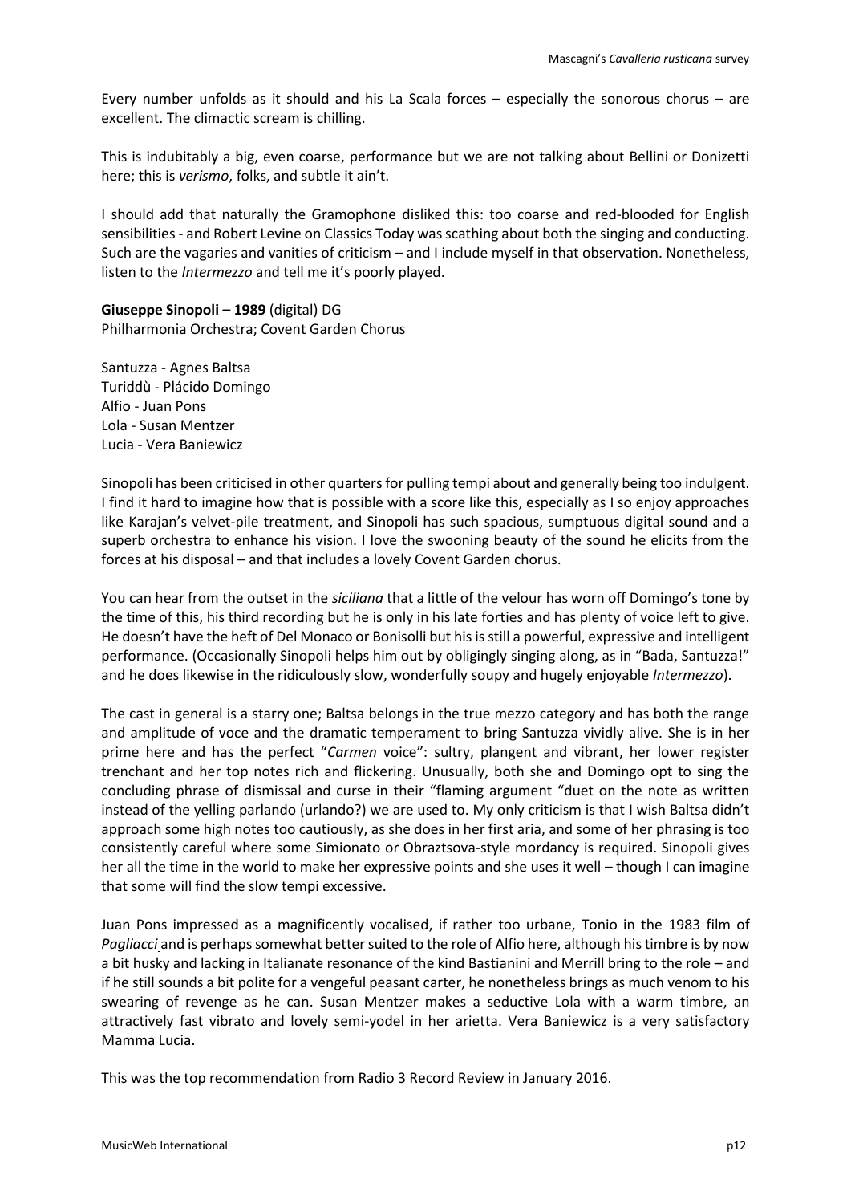Every number unfolds as it should and his La Scala forces – especially the sonorous chorus – are excellent. The climactic scream is chilling.

This is indubitably a big, even coarse, performance but we are not talking about Bellini or Donizetti here; this is *verismo*, folks, and subtle it ain't.

I should add that naturally the Gramophone disliked this: too coarse and red-blooded for English sensibilities - and Robert Levine on Classics Today was scathing about both the singing and conducting. Such are the vagaries and vanities of criticism – and I include myself in that observation. Nonetheless, listen to the *Intermezzo* and tell me it's poorly played.

**Giuseppe Sinopoli – 1989** (digital) DG
Philharmonia Orchestra; Covent Garden Chorus

Santuzza - Agnes Baltsa
Turiddù - Plácido Domingo
Alfio - Juan Pons
Lola - Susan Mentzer
Lucia - Vera Baniewicz

Sinopoli has been criticised in other quarters for pulling tempi about and generally being too indulgent. I find it hard to imagine how that is possible with a score like this, especially as I so enjoy approaches like Karajan's velvet-pile treatment, and Sinopoli has such spacious, sumptuous digital sound and a superb orchestra to enhance his vision. I love the swooning beauty of the sound he elicits from the forces at his disposal – and that includes a lovely Covent Garden chorus.

You can hear from the outset in the *siciliana* that a little of the velour has worn off Domingo's tone by the time of this, his third recording but he is only in his late forties and has plenty of voice left to give. He doesn't have the heft of Del Monaco or Bonisolli but his is still a powerful, expressive and intelligent performance. (Occasionally Sinopoli helps him out by obligingly singing along, as in "Bada, Santuzza!" and he does likewise in the ridiculously slow, wonderfully soupy and hugely enjoyable *Intermezzo*).

The cast in general is a starry one; Baltsa belongs in the true mezzo category and has both the range and amplitude of voce and the dramatic temperament to bring Santuzza vividly alive. She is in her prime here and has the perfect "*Carmen* voice": sultry, plangent and vibrant, her lower register trenchant and her top notes rich and flickering. Unusually, both she and Domingo opt to sing the concluding phrase of dismissal and curse in their "flaming argument "duet on the note as written instead of the yelling parlando (urlando?) we are used to. My only criticism is that I wish Baltsa didn't approach some high notes too cautiously, as she does in her first aria, and some of her phrasing is too consistently careful where some Simionato or Obraztsova-style mordancy is required. Sinopoli gives her all the time in the world to make her expressive points and she uses it well – though I can imagine that some will find the slow tempi excessive.

Juan Pons impressed as a magnificently vocalised, if rather too urbane, Tonio in the 1983 film of *Pagliacci* and is perhaps somewhat better suited to the role of Alfio here, although his timbre is by now a bit husky and lacking in Italianate resonance of the kind Bastianini and Merrill bring to the role – and if he still sounds a bit polite for a vengeful peasant carter, he nonetheless brings as much venom to his swearing of revenge as he can. Susan Mentzer makes a seductive Lola with a warm timbre, an attractively fast vibrato and lovely semi-yodel in her arietta. Vera Baniewicz is a very satisfactory Mamma Lucia.

This was the top recommendation from Radio 3 Record Review in January 2016.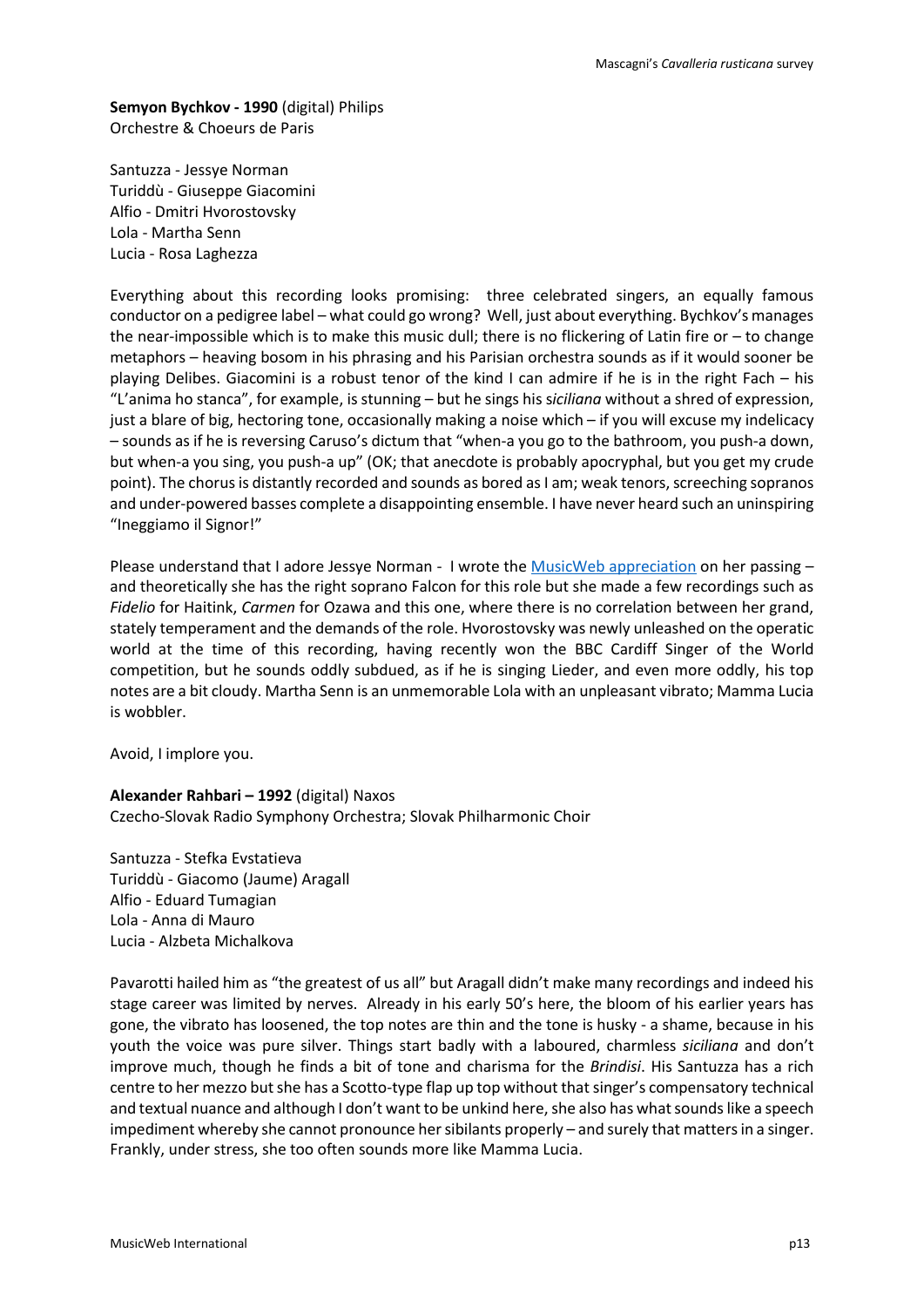**Semyon Bychkov - 1990** (digital) Philips
Orchestre & Choeurs de Paris

Santuzza - Jessye Norman
Turiddù - Giuseppe Giacomini
Alfio - Dmitri Hvorostovsky
Lola - Martha Senn
Lucia - Rosa Laghezza

Everything about this recording looks promising: three celebrated singers, an equally famous conductor on a pedigree label – what could go wrong? Well, just about everything. Bychkov's manages the near-impossible which is to make this music dull; there is no flickering of Latin fire or – to change metaphors – heaving bosom in his phrasing and his Parisian orchestra sounds as if it would sooner be playing Delibes. Giacomini is a robust tenor of the kind I can admire if he is in the right Fach – his "L'anima ho stanca", for example, is stunning – but he sings his *siciliana* without a shred of expression, just a blare of big, hectoring tone, occasionally making a noise which – if you will excuse my indelicacy – sounds as if he is reversing Caruso's dictum that "when-a you go to the bathroom, you push-a down, but when-a you sing, you push-a up" (OK; that anecdote is probably apocryphal, but you get my crude point). The chorus is distantly recorded and sounds as bored as I am; weak tenors, screeching sopranos and under-powered basses complete a disappointing ensemble. I have never heard such an uninspiring "Ineggiamo il Signor!"

Please understand that I adore Jessye Norman - I wrote the [MusicWeb appreciation]() on her passing – and theoretically she has the right soprano Falcon for this role but she made a few recordings such as *Fidelio* for Haitink, *Carmen* for Ozawa and this one, where there is no correlation between her grand, stately temperament and the demands of the role. Hvorostovsky was newly unleashed on the operatic world at the time of this recording, having recently won the BBC Cardiff Singer of the World competition, but he sounds oddly subdued, as if he is singing Lieder, and even more oddly, his top notes are a bit cloudy. Martha Senn is an unmemorable Lola with an unpleasant vibrato; Mamma Lucia is wobbler.

Avoid, I implore you.

**Alexander Rahbari – 1992** (digital) Naxos
Czecho-Slovak Radio Symphony Orchestra; Slovak Philharmonic Choir

Santuzza - Stefka Evstatieva
Turiddù - Giacomo (Jaume) Aragall
Alfio - Eduard Tumagian
Lola - Anna di Mauro
Lucia - Alzbeta Michalkova

Pavarotti hailed him as "the greatest of us all" but Aragall didn't make many recordings and indeed his stage career was limited by nerves. Already in his early 50's here, the bloom of his earlier years has gone, the vibrato has loosened, the top notes are thin and the tone is husky - a shame, because in his youth the voice was pure silver. Things start badly with a laboured, charmless *siciliana* and don't improve much, though he finds a bit of tone and charisma for the *Brindisi*. His Santuzza has a rich centre to her mezzo but she has a Scotto-type flap up top without that singer's compensatory technical and textual nuance and although I don't want to be unkind here, she also has what sounds like a speech impediment whereby she cannot pronounce her sibilants properly – and surely that matters in a singer. Frankly, under stress, she too often sounds more like Mamma Lucia.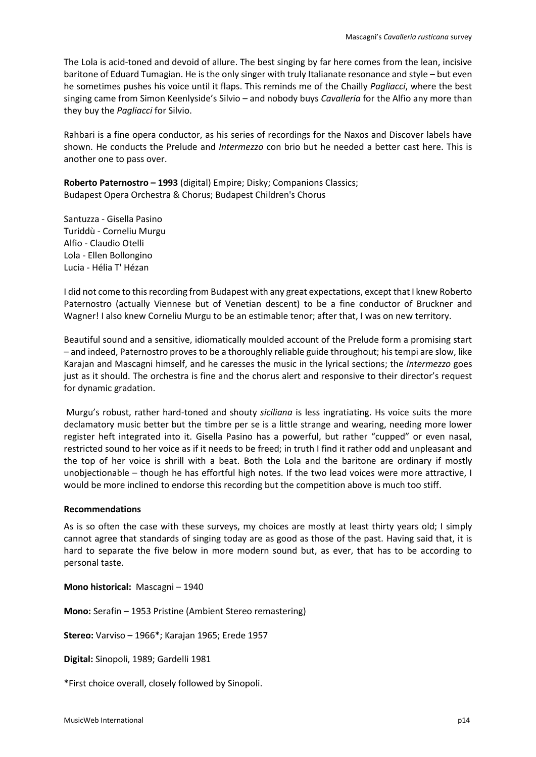The Lola is acid-toned and devoid of allure. The best singing by far here comes from the lean, incisive baritone of Eduard Tumagian. He is the only singer with truly Italianate resonance and style – but even he sometimes pushes his voice until it flaps. This reminds me of the Chailly *Pagliacci*, where the best singing came from Simon Keenlyside's Silvio – and nobody buys *Cavalleria* for the Alfio any more than they buy the *Pagliacci* for Silvio.

Rahbari is a fine opera conductor, as his series of recordings for the Naxos and Discover labels have shown. He conducts the Prelude and *Intermezzo* con brio but he needed a better cast here. This is another one to pass over.

**Roberto Paternostro – 1993** (digital) Empire; Disky; Companions Classics;
Budapest Opera Orchestra & Chorus; Budapest Children's Chorus

Santuzza - Gisella Pasino
Turiddù - Corneliu Murgu
Alfio - Claudio Otelli
Lola - Ellen Bollongino
Lucia - Hélia T' Hézan

I did not come to this recording from Budapest with any great expectations, except that I knew Roberto Paternostro (actually Viennese but of Venetian descent) to be a fine conductor of Bruckner and Wagner! I also knew Corneliu Murgu to be an estimable tenor; after that, I was on new territory.

Beautiful sound and a sensitive, idiomatically moulded account of the Prelude form a promising start – and indeed, Paternostro proves to be a thoroughly reliable guide throughout; his tempi are slow, like Karajan and Mascagni himself, and he caresses the music in the lyrical sections; the *Intermezzo* goes just as it should. The orchestra is fine and the chorus alert and responsive to their director's request for dynamic gradation.

Murgu's robust, rather hard-toned and shouty *siciliana* is less ingratiating. Hs voice suits the more declamatory music better but the timbre per se is a little strange and wearing, needing more lower register heft integrated into it. Gisella Pasino has a powerful, but rather "cupped" or even nasal, restricted sound to her voice as if it needs to be freed; in truth I find it rather odd and unpleasant and the top of her voice is shrill with a beat. Both the Lola and the baritone are ordinary if mostly unobjectionable – though he has effortful high notes. If the two lead voices were more attractive, I would be more inclined to endorse this recording but the competition above is much too stiff.

**Recommendations**

As is so often the case with these surveys, my choices are mostly at least thirty years old; I simply cannot agree that standards of singing today are as good as those of the past. Having said that, it is hard to separate the five below in more modern sound but, as ever, that has to be according to personal taste.

**Mono historical:** Mascagni – 1940

**Mono:** Serafin – 1953 Pristine (Ambient Stereo remastering)

**Stereo:** Varviso – 1966*; Karajan 1965; Erede 1957

**Digital:** Sinopoli, 1989; Gardelli 1981

*First choice overall, closely followed by Sinopoli.